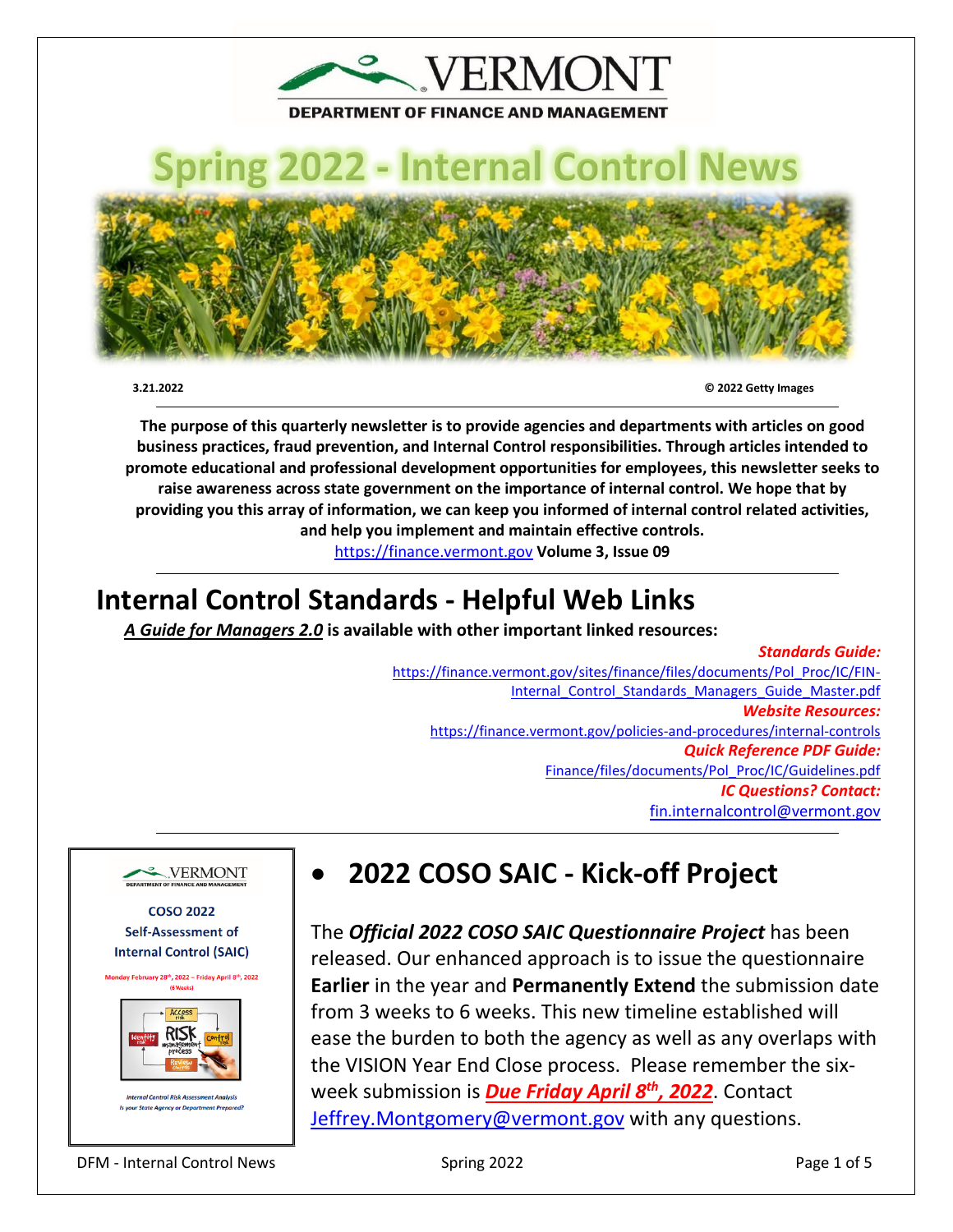VERMONT

DEPARTMENT OF FINANCE AND MANAGEMENT

# Spring 2022 - Internal Control News

3.21.2022 © 2022 Getty Images

**The purpose of this quarterly newsletter is to provide agencies and departments with articles on good business practices, fraud prevention, and Internal Control responsibilities. Through articles intended to promote educational and professional development opportunities for employees, this newsletter seeks to raise awareness across state government on the importance of internal control. We hope that by providing you this array of information, we can keep you informed of internal control related activities, and help you implement and maintain effective controls.**

https://finance.vermont.gov **Volume 3, Issue 09**

## Internal Control Standards - Helpful Web Links

***A Guide for Managers 2.0*** **is available with other important linked resources:**

***Standards Guide:***
https://finance.vermont.gov/sites/finance/files/documents/Pol_Proc/IC/FIN-Internal_Control_Standards_Managers_Guide_Master.pdf

***Website Resources:***
https://finance.vermont.gov/policies-and-procedures/internal-controls

***Quick Reference PDF Guide:***
Finance/files/documents/Pol_Proc/IC/Guidelines.pdf

***IC Questions? Contact:***
fin.internalcontrol@vermont.gov

VERMONT
DEPARTMENT OF FINANCE AND MANAGEMENT

COSO 2022
Self-Assessment of
Internal Control (SAIC)

Monday February 28th, 2022 – Friday April 8th, 2022
(6 Weeks)

*Internal Control Risk Assessment Analysis*
*Is your State Agency or Department Prepared?*

## • 2022 COSO SAIC - Kick-off Project

The ***Official 2022 COSO SAIC Questionnaire Project*** has been released. Our enhanced approach is to issue the questionnaire **Earlier** in the year and **Permanently Extend** the submission date from 3 weeks to 6 weeks. This new timeline established will ease the burden to both the agency as well as any overlaps with the VISION Year End Close process. Please remember the six-week submission is ***Due Friday April 8th, 2022***. Contact Jeffrey.Montgomery@vermont.gov with any questions.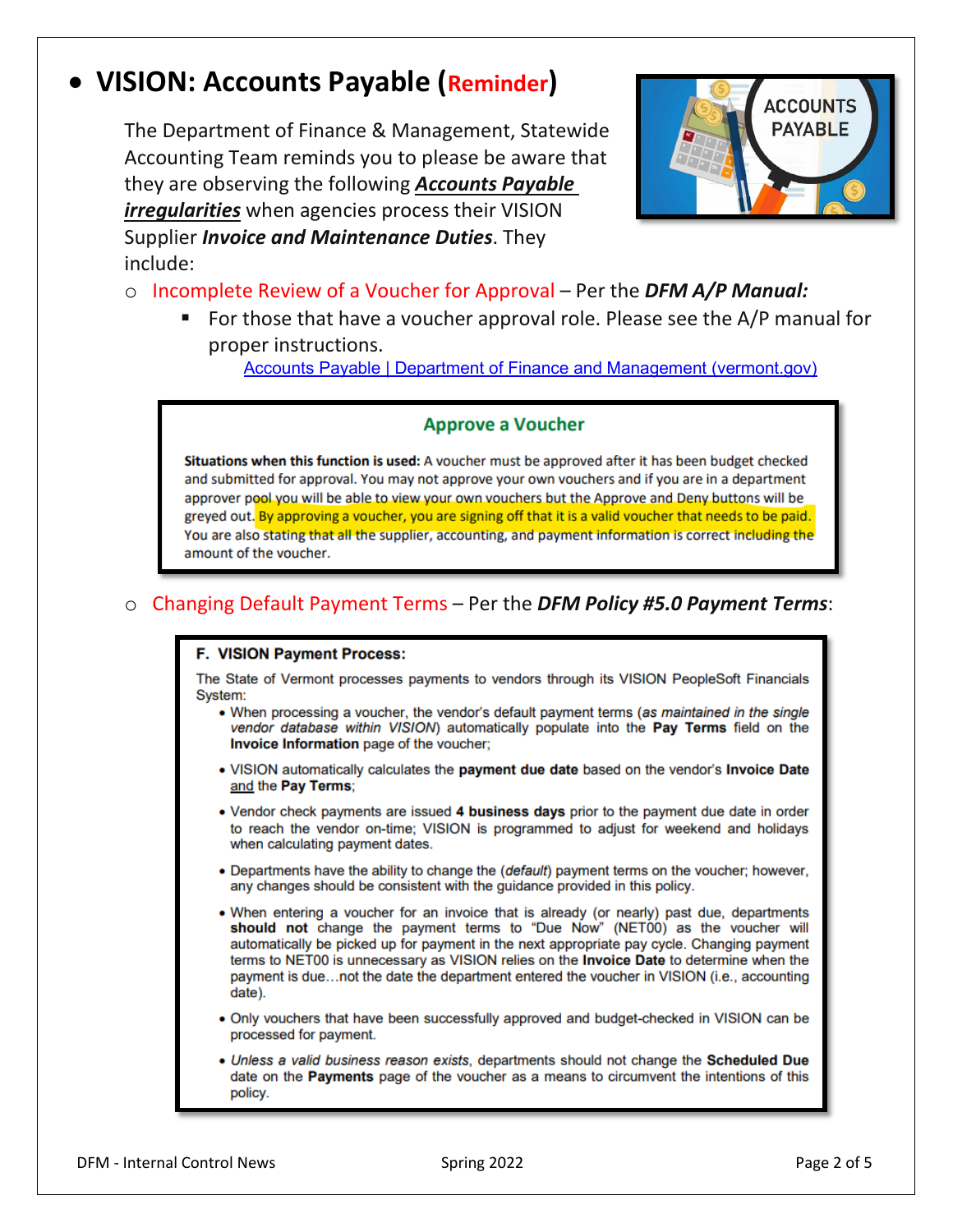- **VISION: Accounts Payable (Reminder)**

The Department of Finance & Management, Statewide Accounting Team reminds you to please be aware that they are observing the following ***Accounts Payable irregularities*** when agencies process their VISION Supplier ***Invoice and Maintenance Duties***. They include:

- Incomplete Review of a Voucher for Approval – Per the ***DFM A/P Manual:***
  - For those that have a voucher approval role. Please see the A/P manual for proper instructions.

    [Accounts Payable | Department of Finance and Management (vermont.gov)]

> **Approve a Voucher**
>
> **Situations when this function is used:** A voucher must be approved after it has been budget checked and submitted for approval. You may not approve your own vouchers and if you are in a department approver pool you will be able to view your own vouchers but the Approve and Deny buttons will be greyed out. By approving a voucher, you are signing off that it is a valid voucher that needs to be paid. You are also stating that all the supplier, accounting, and payment information is correct including the amount of the voucher.

- Changing Default Payment Terms – Per the ***DFM Policy #5.0 Payment Terms***:

> **F. VISION Payment Process:**
>
> The State of Vermont processes payments to vendors through its VISION PeopleSoft Financials System:
>
> - When processing a voucher, the vendor's default payment terms (*as maintained in the single vendor database within VISION*) automatically populate into the **Pay Terms** field on the **Invoice Information** page of the voucher;
> - VISION automatically calculates the **payment due date** based on the vendor's **Invoice Date** and the **Pay Terms**;
> - Vendor check payments are issued **4 business days** prior to the payment due date in order to reach the vendor on-time; VISION is programmed to adjust for weekend and holidays when calculating payment dates.
> - Departments have the ability to change the (*default*) payment terms on the voucher; however, any changes should be consistent with the guidance provided in this policy.
> - When entering a voucher for an invoice that is already (or nearly) past due, departments **should not** change the payment terms to "Due Now" (NET00) as the voucher will automatically be picked up for payment in the next appropriate pay cycle. Changing payment terms to NET00 is unnecessary as VISION relies on the **Invoice Date** to determine when the payment is due…not the date the department entered the voucher in VISION (i.e., accounting date).
> - Only vouchers that have been successfully approved and budget-checked in VISION can be processed for payment.
> - *Unless a valid business reason exists*, departments should not change the **Scheduled Due** date on the **Payments** page of the voucher as a means to circumvent the intentions of this policy.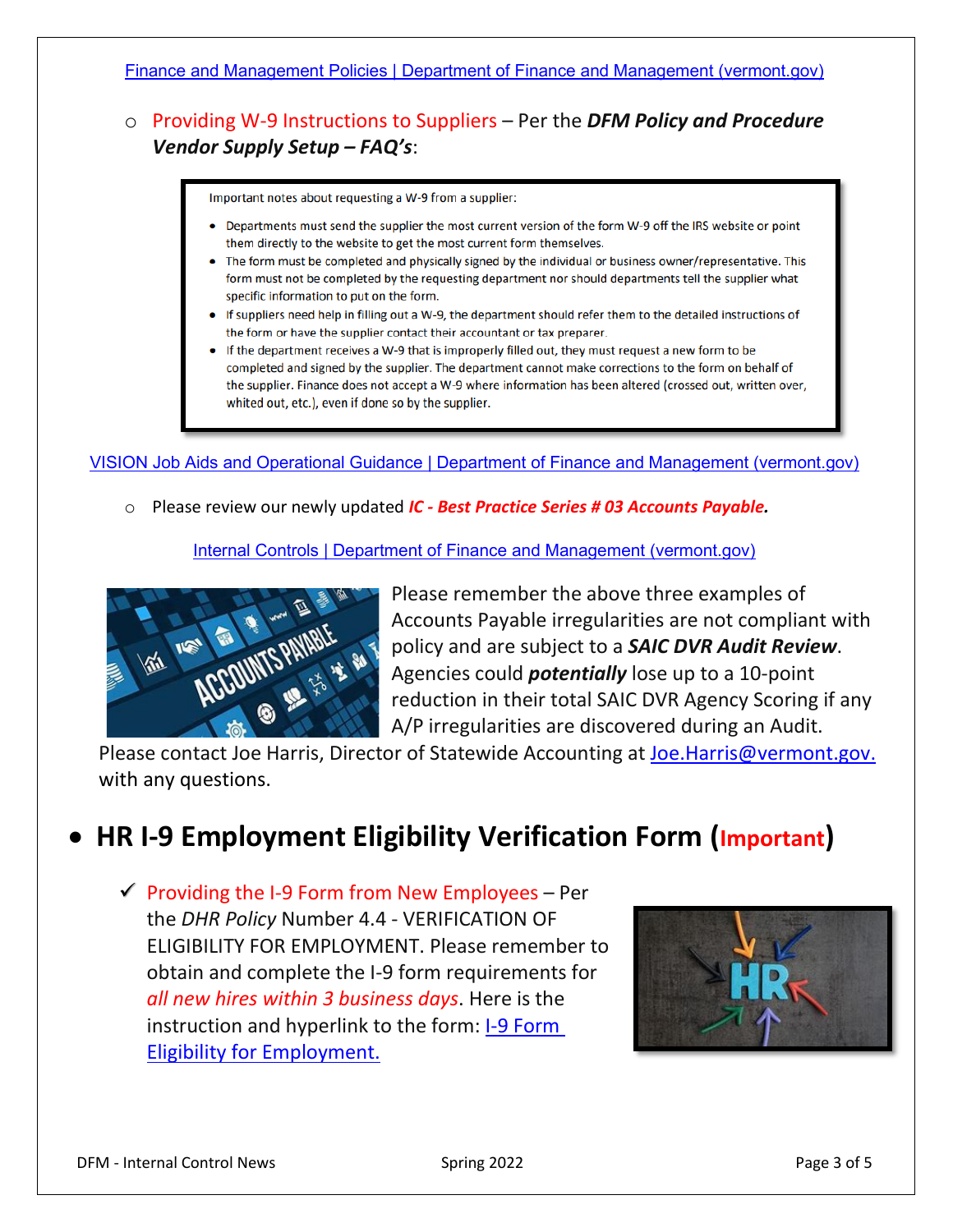[Finance and Management Policies | Department of Finance and Management (vermont.gov)]

- **Providing W-9 Instructions to Suppliers** – Per the ***DFM Policy and Procedure Vendor Supply Setup – FAQ's***:

> Important notes about requesting a W-9 from a supplier:
>
> - Departments must send the supplier the most current version of the form W-9 off the IRS website or point them directly to the website to get the most current form themselves.
> - The form must be completed and physically signed by the individual or business owner/representative. This form must not be completed by the requesting department nor should departments tell the supplier what specific information to put on the form.
> - If suppliers need help in filling out a W-9, the department should refer them to the detailed instructions of the form or have the supplier contact their accountant or tax preparer.
> - If the department receives a W-9 that is improperly filled out, they must request a new form to be completed and signed by the supplier. The department cannot make corrections to the form on behalf of the supplier. Finance does not accept a W-9 where information has been altered (crossed out, written over, whited out, etc.), even if done so by the supplier.

[VISION Job Aids and Operational Guidance | Department of Finance and Management (vermont.gov)]

- Please review our newly updated ***IC - Best Practice Series # 03 Accounts Payable.***

[Internal Controls | Department of Finance and Management (vermont.gov)]

Please remember the above three examples of Accounts Payable irregularities are not compliant with policy and are subject to a ***SAIC DVR Audit Review***. Agencies could ***potentially*** lose up to a 10-point reduction in their total SAIC DVR Agency Scoring if any A/P irregularities are discovered during an Audit. Please contact Joe Harris, Director of Statewide Accounting at Joe.Harris@vermont.gov. with any questions.

## HR I-9 Employment Eligibility Verification Form (Important)

- ✓ Providing the I-9 Form from New Employees – Per the *DHR Policy* Number 4.4 - VERIFICATION OF ELIGIBILITY FOR EMPLOYMENT. Please remember to obtain and complete the I-9 form requirements for *all new hires within 3 business days*. Here is the instruction and hyperlink to the form: [I-9 Form Eligibility for Employment.]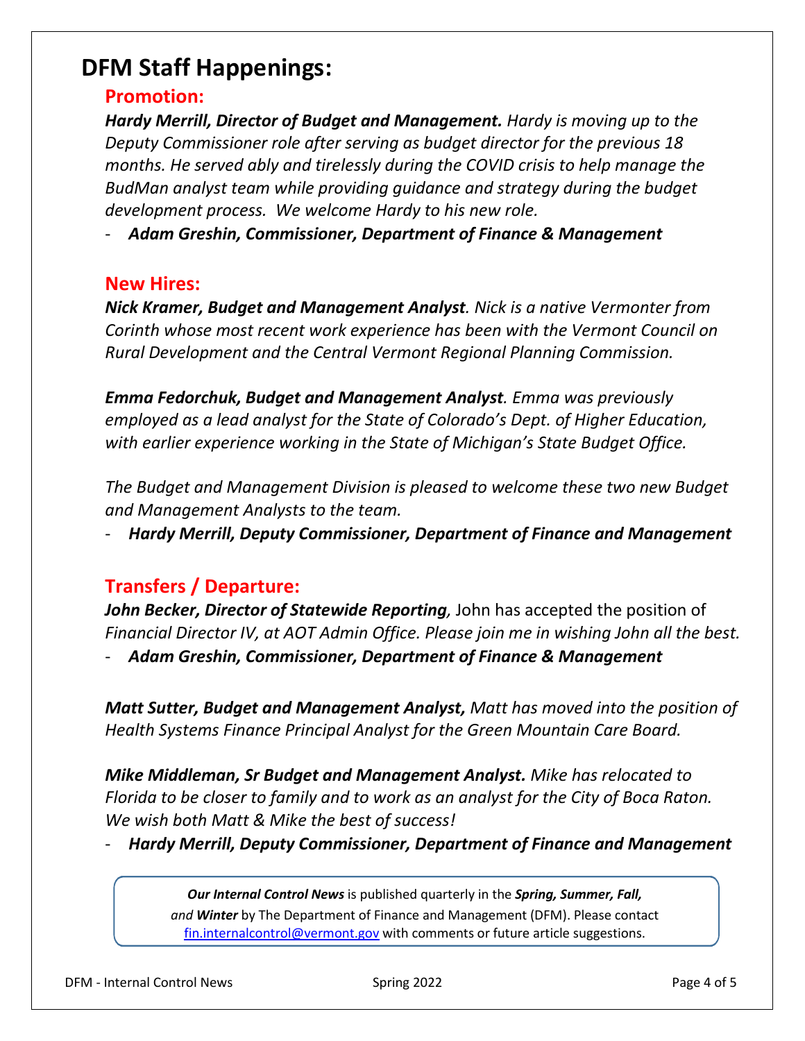# DFM Staff Happenings:

## Promotion:

***Hardy Merrill, Director of Budget and Management.*** *Hardy is moving up to the Deputy Commissioner role after serving as budget director for the previous 18 months. He served ably and tirelessly during the COVID crisis to help manage the BudMan analyst team while providing guidance and strategy during the budget development process. We welcome Hardy to his new role.*

- ***Adam Greshin, Commissioner, Department of Finance & Management***

## New Hires:

***Nick Kramer, Budget and Management Analyst****. Nick is a native Vermonter from Corinth whose most recent work experience has been with the Vermont Council on Rural Development and the Central Vermont Regional Planning Commission.*

***Emma Fedorchuk, Budget and Management Analyst****. Emma was previously employed as a lead analyst for the State of Colorado's Dept. of Higher Education, with earlier experience working in the State of Michigan's State Budget Office.*

*The Budget and Management Division is pleased to welcome these two new Budget and Management Analysts to the team.*

- ***Hardy Merrill, Deputy Commissioner, Department of Finance and Management***

## Transfers / Departure:

***John Becker, Director of Statewide Reporting****,* John has accepted the position of *Financial Director IV, at AOT Admin Office. Please join me in wishing John all the best.*

- ***Adam Greshin, Commissioner, Department of Finance & Management***

***Matt Sutter, Budget and Management Analyst,*** *Matt has moved into the position of Health Systems Finance Principal Analyst for the Green Mountain Care Board.*

***Mike Middleman, Sr Budget and Management Analyst.*** *Mike has relocated to Florida to be closer to family and to work as an analyst for the City of Boca Raton. We wish both Matt & Mike the best of success!*

- ***Hardy Merrill, Deputy Commissioner, Department of Finance and Management***

***Our Internal Control News*** is published quarterly in the ***Spring, Summer, Fall,*** *and* ***Winter*** by The Department of Finance and Management (DFM). Please contact fin.internalcontrol@vermont.gov with comments or future article suggestions.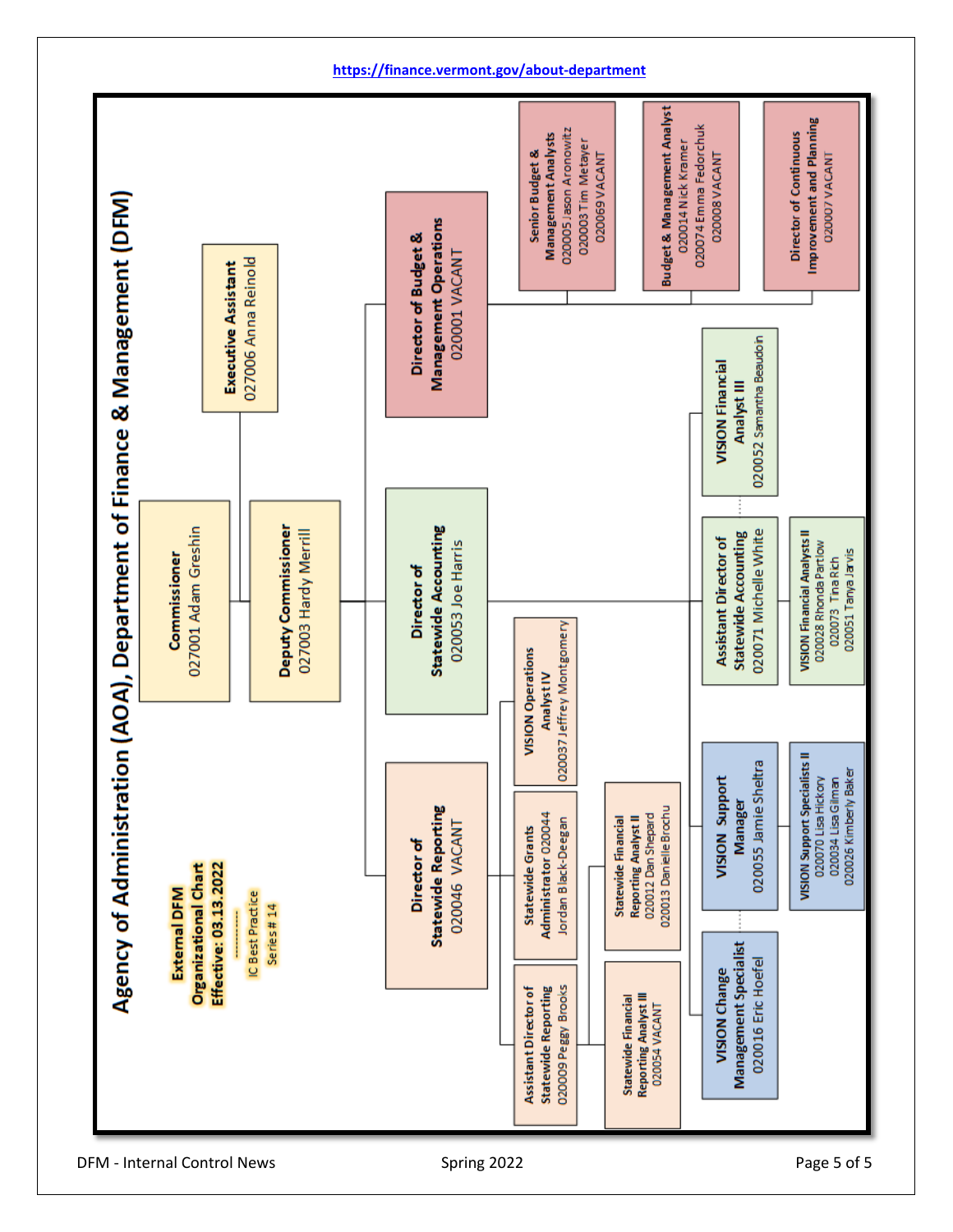https://finance.vermont.gov/about-department

# Agency of Administration (AOA), Department of Finance & Management (DFM)

**External DFM Organizational Chart Effective: 03.13.2022**

IC Best Practice Series # 14

**Commissioner**
027001 Adam Greshin

**Executive Assistant**
027006 Anna Reinold

**Deputy Commissioner**
027003 Hardy Merrill

**Director of Statewide Reporting**
020046 VACANT

- **Assistant Director of Statewide Reporting**
  020009 Peggy Brooks
  - **Statewide Financial Reporting Analyst III**
    020054 VACANT
  - **Statewide Financial Reporting Analyst II**
    020012 Dan Shepard
    020013 Danielle Brochu
- **Statewide Grants Administrator** 020044
  Jordan Black-Deegan
- **VISION Operations Analyst IV**
  020037 Jeffrey Montgomery

**Director of Statewide Accounting**
020053 Joe Harris

- **VISION Change Management Specialist**
  020016 Eric Hoefel
- **VISION Support Manager**
  020055 Jamie Sheltra
  - **VISION Support Specialists II**
    020070 Lisa Hickory
    020034 Lisa Gilman
    020026 Kimberly Baker
- **Assistant Director of Statewide Accounting**
  020071 Michelle White
  - **VISION Financial Analysts II**
    020028 Rhonda Partlow
    020073 Tina Rich
    020051 Tanya Jarvis
- **VISION Financial Analyst III**
  020052 Samantha Beaudoin

**Director of Budget & Management Operations**
020001 VACANT

- **Senior Budget & Management Analysts**
  020005 Jason Aronowitz
  020003 Tim Metayer
  020069 VACANT
- **Budget & Management Analyst**
  020014 Nick Kramer
  020074 Emma Fedorchuk
  020008 VACANT
- **Director of Continuous Improvement and Planning**
  020007 VACANT

DFM - Internal Control News — Spring 2022